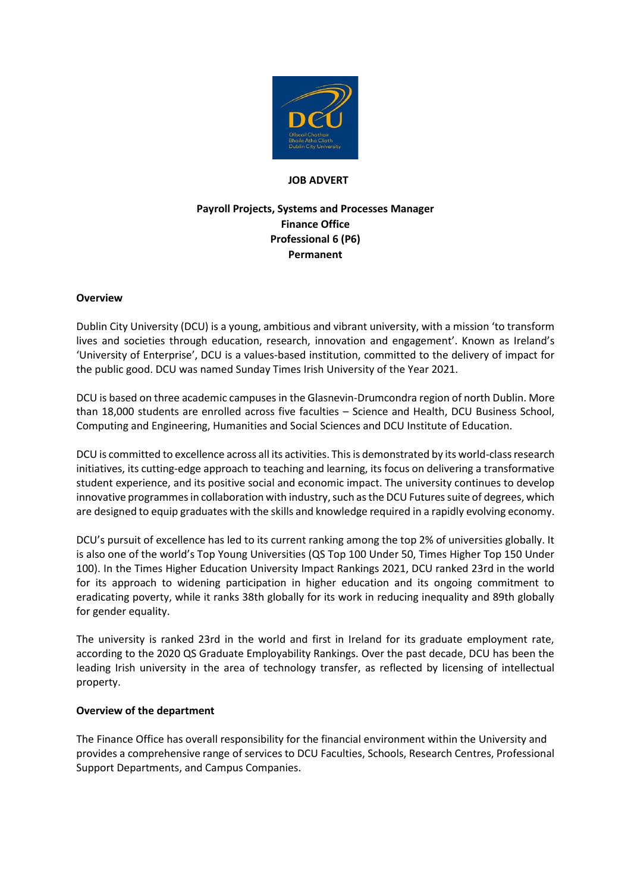**JOB ADVERT**

**Payroll Projects, Systems and Processes Manager**
**Finance Office**
**Professional 6 (P6)**
**Permanent**

**Overview**

Dublin City University (DCU) is a young, ambitious and vibrant university, with a mission 'to transform lives and societies through education, research, innovation and engagement'. Known as Ireland's 'University of Enterprise', DCU is a values-based institution, committed to the delivery of impact for the public good. DCU was named Sunday Times Irish University of the Year 2021.

DCU is based on three academic campuses in the Glasnevin-Drumcondra region of north Dublin. More than 18,000 students are enrolled across five faculties – Science and Health, DCU Business School, Computing and Engineering, Humanities and Social Sciences and DCU Institute of Education.

DCU is committed to excellence across all its activities. This is demonstrated by its world-class research initiatives, its cutting-edge approach to teaching and learning, its focus on delivering a transformative student experience, and its positive social and economic impact. The university continues to develop innovative programmes in collaboration with industry, such as the DCU Futures suite of degrees, which are designed to equip graduates with the skills and knowledge required in a rapidly evolving economy.

DCU's pursuit of excellence has led to its current ranking among the top 2% of universities globally. It is also one of the world's Top Young Universities (QS Top 100 Under 50, Times Higher Top 150 Under 100). In the Times Higher Education University Impact Rankings 2021, DCU ranked 23rd in the world for its approach to widening participation in higher education and its ongoing commitment to eradicating poverty, while it ranks 38th globally for its work in reducing inequality and 89th globally for gender equality.

The university is ranked 23rd in the world and first in Ireland for its graduate employment rate, according to the 2020 QS Graduate Employability Rankings. Over the past decade, DCU has been the leading Irish university in the area of technology transfer, as reflected by licensing of intellectual property.

**Overview of the department**

The Finance Office has overall responsibility for the financial environment within the University and provides a comprehensive range of services to DCU Faculties, Schools, Research Centres, Professional Support Departments, and Campus Companies.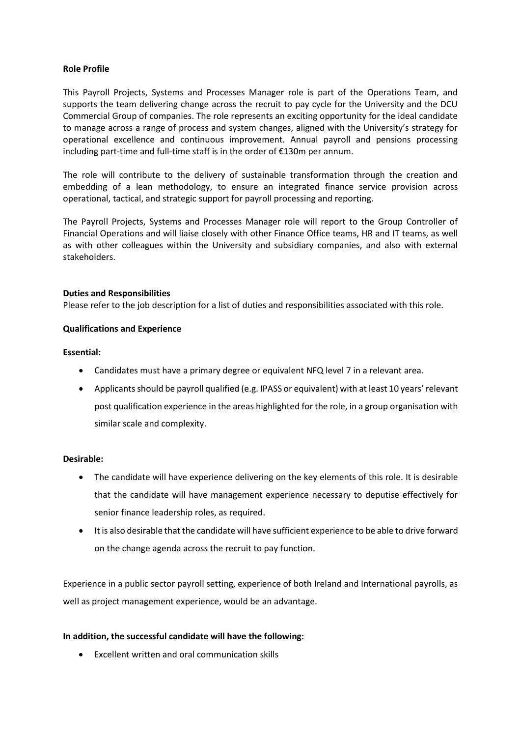**Role Profile**

This Payroll Projects, Systems and Processes Manager role is part of the Operations Team, and supports the team delivering change across the recruit to pay cycle for the University and the DCU Commercial Group of companies. The role represents an exciting opportunity for the ideal candidate to manage across a range of process and system changes, aligned with the University's strategy for operational excellence and continuous improvement. Annual payroll and pensions processing including part-time and full-time staff is in the order of €130m per annum.

The role will contribute to the delivery of sustainable transformation through the creation and embedding of a lean methodology, to ensure an integrated finance service provision across operational, tactical, and strategic support for payroll processing and reporting.

The Payroll Projects, Systems and Processes Manager role will report to the Group Controller of Financial Operations and will liaise closely with other Finance Office teams, HR and IT teams, as well as with other colleagues within the University and subsidiary companies, and also with external stakeholders.

**Duties and Responsibilities**

Please refer to the job description for a list of duties and responsibilities associated with this role.

**Qualifications and Experience**

**Essential:**

- Candidates must have a primary degree or equivalent NFQ level 7 in a relevant area.
- Applicants should be payroll qualified (e.g. IPASS or equivalent) with at least 10 years' relevant post qualification experience in the areas highlighted for the role, in a group organisation with similar scale and complexity.

**Desirable:**

- The candidate will have experience delivering on the key elements of this role. It is desirable that the candidate will have management experience necessary to deputise effectively for senior finance leadership roles, as required.
- It is also desirable that the candidate will have sufficient experience to be able to drive forward on the change agenda across the recruit to pay function.

Experience in a public sector payroll setting, experience of both Ireland and International payrolls, as well as project management experience, would be an advantage.

**In addition, the successful candidate will have the following:**

- Excellent written and oral communication skills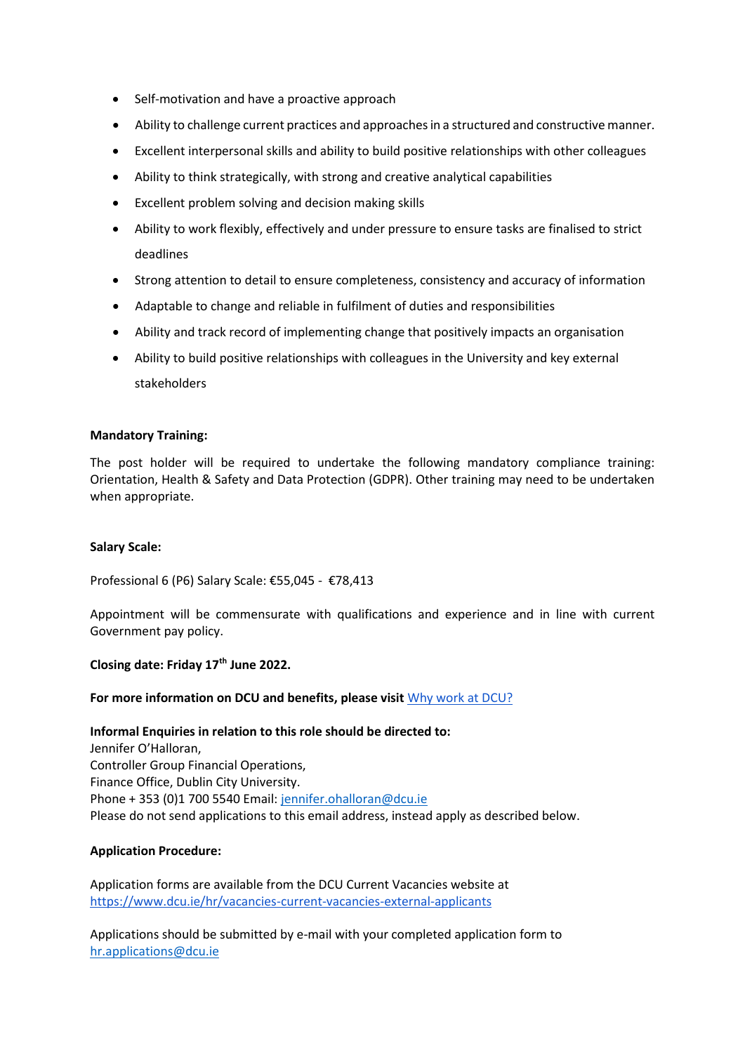- Self-motivation and have a proactive approach
- Ability to challenge current practices and approaches in a structured and constructive manner.
- Excellent interpersonal skills and ability to build positive relationships with other colleagues
- Ability to think strategically, with strong and creative analytical capabilities
- Excellent problem solving and decision making skills
- Ability to work flexibly, effectively and under pressure to ensure tasks are finalised to strict deadlines
- Strong attention to detail to ensure completeness, consistency and accuracy of information
- Adaptable to change and reliable in fulfilment of duties and responsibilities
- Ability and track record of implementing change that positively impacts an organisation
- Ability to build positive relationships with colleagues in the University and key external stakeholders

**Mandatory Training:**

The post holder will be required to undertake the following mandatory compliance training: Orientation, Health & Safety and Data Protection (GDPR). Other training may need to be undertaken when appropriate.

**Salary Scale:**

Professional 6 (P6) Salary Scale: €55,045 - €78,413

Appointment will be commensurate with qualifications and experience and in line with current Government pay policy.

**Closing date: Friday 17th June 2022.**

**For more information on DCU and benefits, please visit** Why work at DCU?

**Informal Enquiries in relation to this role should be directed to:**
Jennifer O'Halloran,
Controller Group Financial Operations,
Finance Office, Dublin City University.
Phone + 353 (0)1 700 5540 Email: jennifer.ohalloran@dcu.ie
Please do not send applications to this email address, instead apply as described below.

**Application Procedure:**

Application forms are available from the DCU Current Vacancies website at https://www.dcu.ie/hr/vacancies-current-vacancies-external-applicants

Applications should be submitted by e-mail with your completed application form to hr.applications@dcu.ie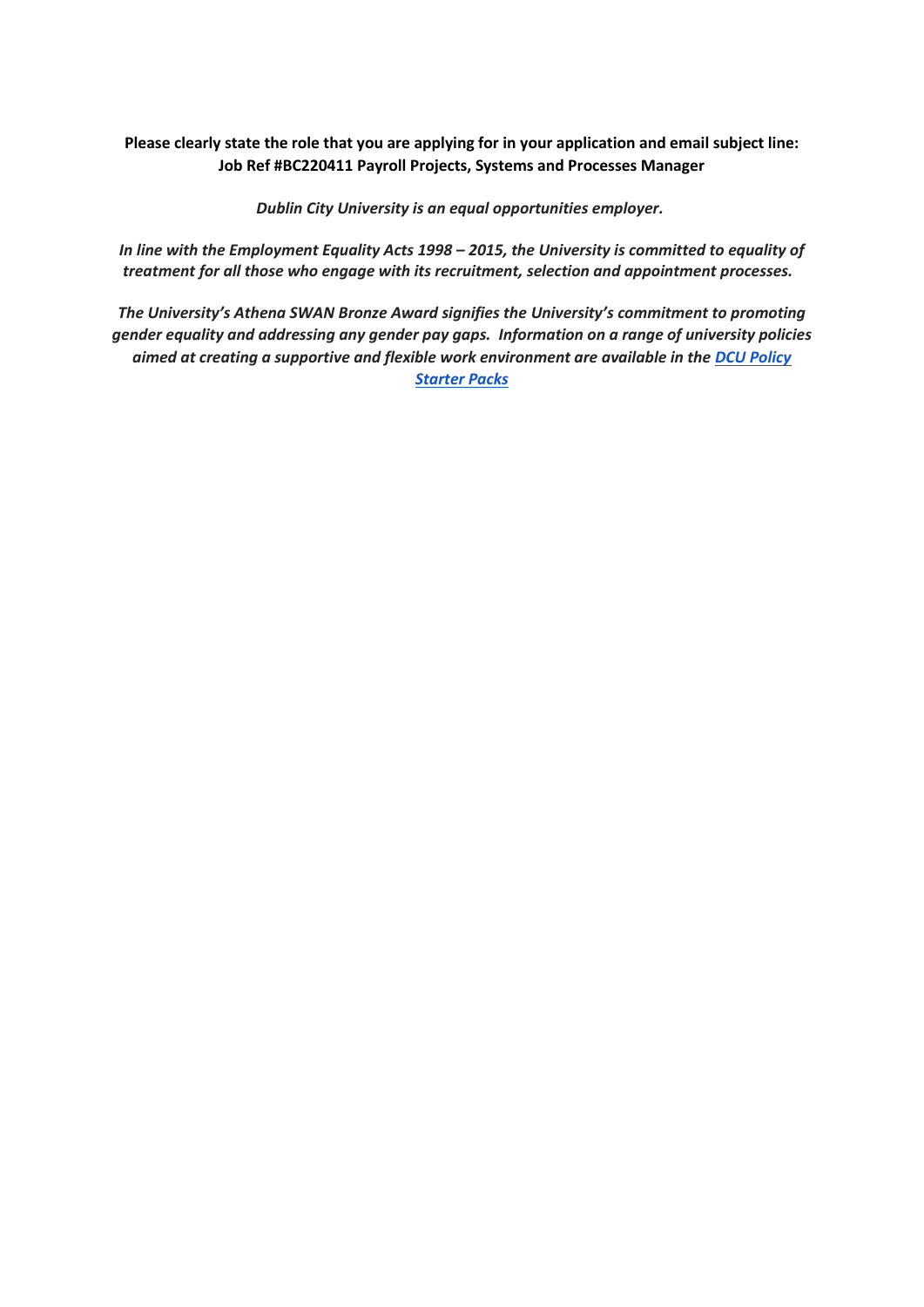**Please clearly state the role that you are applying for in your application and email subject line: Job Ref #BC220411 Payroll Projects, Systems and Processes Manager**

***Dublin City University is an equal opportunities employer.***

***In line with the Employment Equality Acts 1998 – 2015, the University is committed to equality of treatment for all those who engage with its recruitment, selection and appointment processes.***

***The University's Athena SWAN Bronze Award signifies the University's commitment to promoting gender equality and addressing any gender pay gaps. Information on a range of university policies aimed at creating a supportive and flexible work environment are available in the DCU Policy Starter Packs***